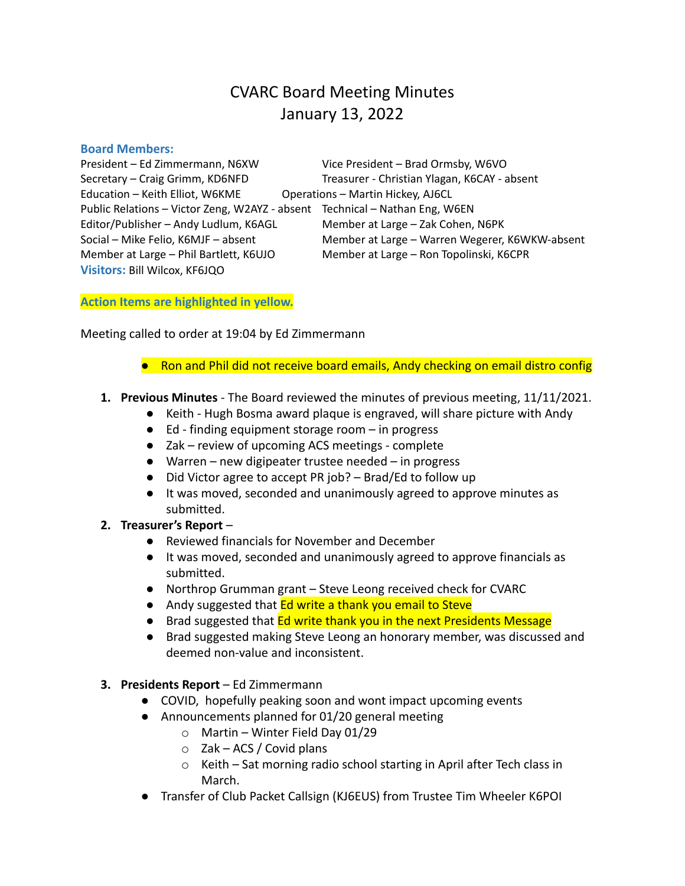# CVARC Board Meeting Minutes
## January 13, 2022

**Board Members:**

President – Ed Zimmermann, N6XW
Vice President – Brad Ormsby, W6VO
Secretary – Craig Grimm, KD6NFD
Treasurer - Christian Ylagan, K6CAY - absent
Education – Keith Elliot, W6KME
Operations – Martin Hickey, AJ6CL
Public Relations – Victor Zeng, W2AYZ - absent
Technical – Nathan Eng, W6EN
Editor/Publisher – Andy Ludlum, K6AGL
Member at Large – Zak Cohen, N6PK
Social – Mike Felio, K6MJF – absent
Member at Large – Warren Wegerer, K6WKW-absent
Member at Large – Phil Bartlett, K6UJO
Member at Large – Ron Topolinski, K6CPR

**Visitors:** Bill Wilcox, KF6JQO

**Action Items are highlighted in yellow.**

Meeting called to order at 19:04 by Ed Zimmermann

- Ron and Phil did not receive board emails, Andy checking on email distro config

1. **Previous Minutes** - The Board reviewed the minutes of previous meeting, 11/11/2021.
   - Keith - Hugh Bosma award plaque is engraved, will share picture with Andy
   - Ed - finding equipment storage room – in progress
   - Zak – review of upcoming ACS meetings - complete
   - Warren – new digipeater trustee needed – in progress
   - Did Victor agree to accept PR job? – Brad/Ed to follow up
   - It was moved, seconded and unanimously agreed to approve minutes as submitted.
2. **Treasurer's Report** –
   - Reviewed financials for November and December
   - It was moved, seconded and unanimously agreed to approve financials as submitted.
   - Northrop Grumman grant – Steve Leong received check for CVARC
   - Andy suggested that Ed write a thank you email to Steve
   - Brad suggested that Ed write thank you in the next Presidents Message
   - Brad suggested making Steve Leong an honorary member, was discussed and deemed non-value and inconsistent.
3. **Presidents Report** – Ed Zimmermann
   - COVID, hopefully peaking soon and wont impact upcoming events
   - Announcements planned for 01/20 general meeting
     - Martin – Winter Field Day 01/29
     - Zak – ACS / Covid plans
     - Keith – Sat morning radio school starting in April after Tech class in March.
   - Transfer of Club Packet Callsign (KJ6EUS) from Trustee Tim Wheeler K6POI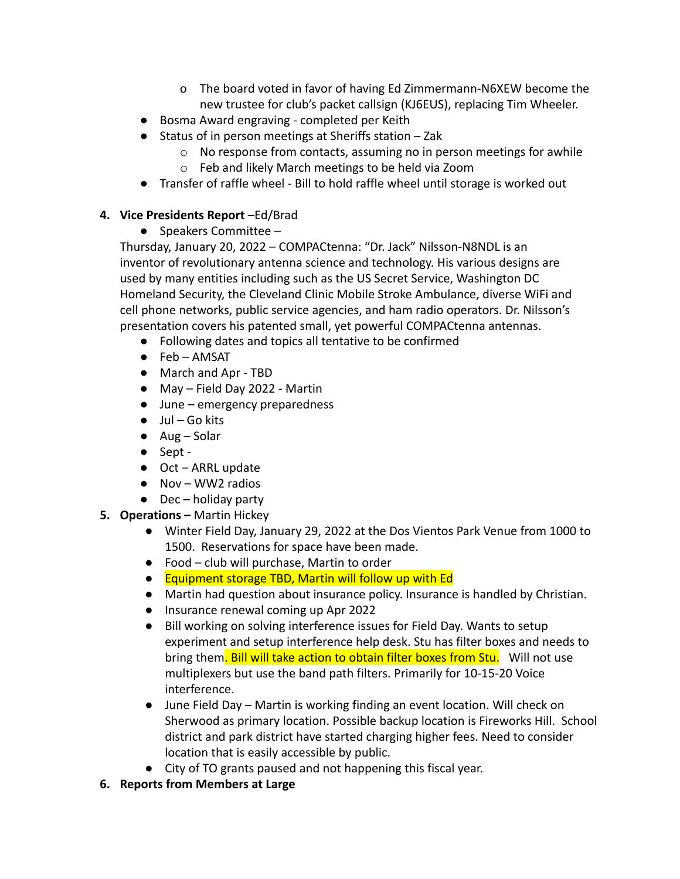- The board voted in favor of having Ed Zimmermann-N6XEW become the new trustee for club's packet callsign (KJ6EUS), replacing Tim Wheeler.
- Bosma Award engraving - completed per Keith
- Status of in person meetings at Sheriffs station – Zak
    - No response from contacts, assuming no in person meetings for awhile
    - Feb and likely March meetings to be held via Zoom
- Transfer of raffle wheel - Bill to hold raffle wheel until storage is worked out

4. **Vice Presidents Report** –Ed/Brad
    - Speakers Committee –

    Thursday, January 20, 2022 – COMPACtenna: "Dr. Jack" Nilsson-N8NDL is an inventor of revolutionary antenna science and technology. His various designs are used by many entities including such as the US Secret Service, Washington DC Homeland Security, the Cleveland Clinic Mobile Stroke Ambulance, diverse WiFi and cell phone networks, public service agencies, and ham radio operators. Dr. Nilsson's presentation covers his patented small, yet powerful COMPACtenna antennas.

    - Following dates and topics all tentative to be confirmed
    - Feb – AMSAT
    - March and Apr - TBD
    - May – Field Day 2022 - Martin
    - June – emergency preparedness
    - Jul – Go kits
    - Aug – Solar
    - Sept -
    - Oct – ARRL update
    - Nov – WW2 radios
    - Dec – holiday party
5. **Operations –** Martin Hickey
    - Winter Field Day, January 29, 2022 at the Dos Vientos Park Venue from 1000 to 1500. Reservations for space have been made.
    - Food – club will purchase, Martin to order
    - Equipment storage TBD, Martin will follow up with Ed
    - Martin had question about insurance policy. Insurance is handled by Christian.
    - Insurance renewal coming up Apr 2022
    - Bill working on solving interference issues for Field Day. Wants to setup experiment and setup interference help desk. Stu has filter boxes and needs to bring them. Bill will take action to obtain filter boxes from Stu. Will not use multiplexers but use the band path filters. Primarily for 10-15-20 Voice interference.
    - June Field Day – Martin is working finding an event location. Will check on Sherwood as primary location. Possible backup location is Fireworks Hill. School district and park district have started charging higher fees. Need to consider location that is easily accessible by public.
    - City of TO grants paused and not happening this fiscal year.
6. **Reports from Members at Large**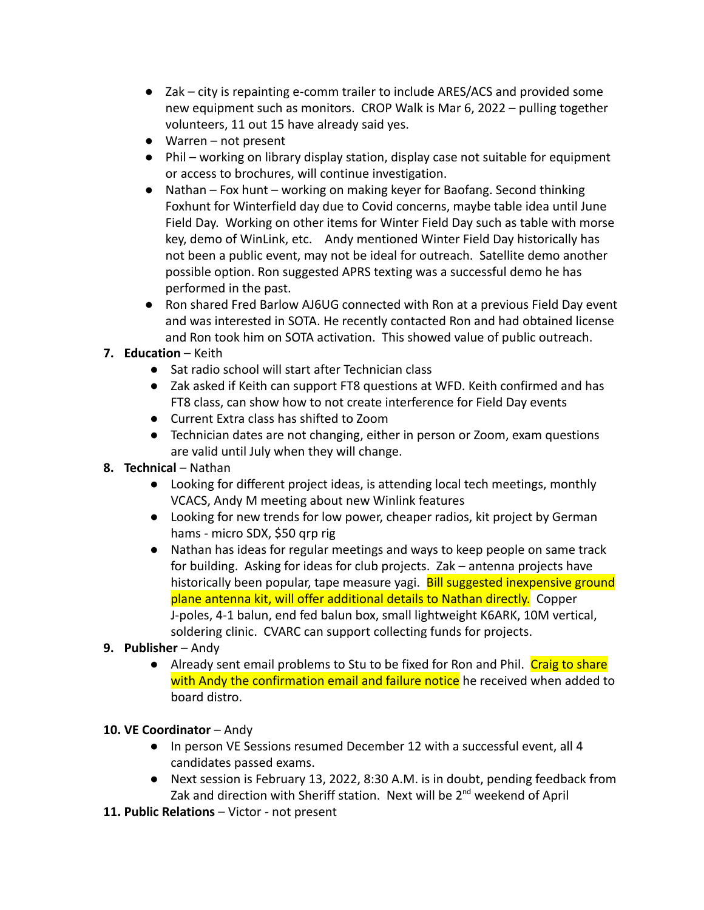- Zak – city is repainting e-comm trailer to include ARES/ACS and provided some new equipment such as monitors. CROP Walk is Mar 6, 2022 – pulling together volunteers, 11 out 15 have already said yes.
- Warren – not present
- Phil – working on library display station, display case not suitable for equipment or access to brochures, will continue investigation.
- Nathan – Fox hunt – working on making keyer for Baofang. Second thinking Foxhunt for Winterfield day due to Covid concerns, maybe table idea until June Field Day. Working on other items for Winter Field Day such as table with morse key, demo of WinLink, etc. Andy mentioned Winter Field Day historically has not been a public event, may not be ideal for outreach. Satellite demo another possible option. Ron suggested APRS texting was a successful demo he has performed in the past.
- Ron shared Fred Barlow AJ6UG connected with Ron at a previous Field Day event and was interested in SOTA. He recently contacted Ron and had obtained license and Ron took him on SOTA activation. This showed value of public outreach.

7. **Education** – Keith
   - Sat radio school will start after Technician class
   - Zak asked if Keith can support FT8 questions at WFD. Keith confirmed and has FT8 class, can show how to not create interference for Field Day events
   - Current Extra class has shifted to Zoom
   - Technician dates are not changing, either in person or Zoom, exam questions are valid until July when they will change.
8. **Technical** – Nathan
   - Looking for different project ideas, is attending local tech meetings, monthly VCACS, Andy M meeting about new Winlink features
   - Looking for new trends for low power, cheaper radios, kit project by German hams - micro SDX, $50 qrp rig
   - Nathan has ideas for regular meetings and ways to keep people on same track for building. Asking for ideas for club projects. Zak – antenna projects have historically been popular, tape measure yagi. Bill suggested inexpensive ground plane antenna kit, will offer additional details to Nathan directly. Copper J-poles, 4-1 balun, end fed balun box, small lightweight K6ARK, 10M vertical, soldering clinic. CVARC can support collecting funds for projects.
9. **Publisher** – Andy
   - Already sent email problems to Stu to be fixed for Ron and Phil. Craig to share with Andy the confirmation email and failure notice he received when added to board distro.

10. **VE Coordinator** – Andy
    - In person VE Sessions resumed December 12 with a successful event, all 4 candidates passed exams.
    - Next session is February 13, 2022, 8:30 A.M. is in doubt, pending feedback from Zak and direction with Sheriff station. Next will be 2nd weekend of April
11. **Public Relations** – Victor - not present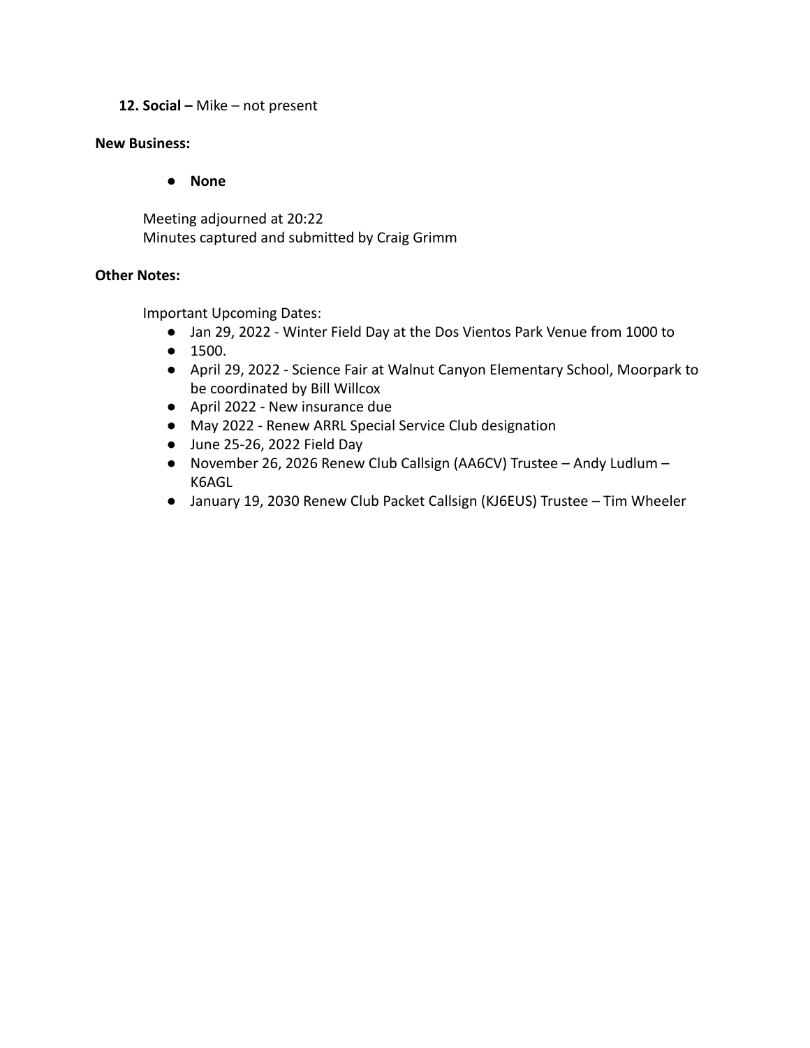**12. Social –** Mike – not present

**New Business:**

- **None**

Meeting adjourned at 20:22
Minutes captured and submitted by Craig Grimm

**Other Notes:**

Important Upcoming Dates:

- Jan 29, 2022 - Winter Field Day at the Dos Vientos Park Venue from 1000 to
- 1500.
- April 29, 2022 - Science Fair at Walnut Canyon Elementary School, Moorpark to be coordinated by Bill Willcox
- April 2022 - New insurance due
- May 2022 - Renew ARRL Special Service Club designation
- June 25-26, 2022 Field Day
- November 26, 2026 Renew Club Callsign (AA6CV) Trustee – Andy Ludlum – K6AGL
- January 19, 2030 Renew Club Packet Callsign (KJ6EUS) Trustee – Tim Wheeler